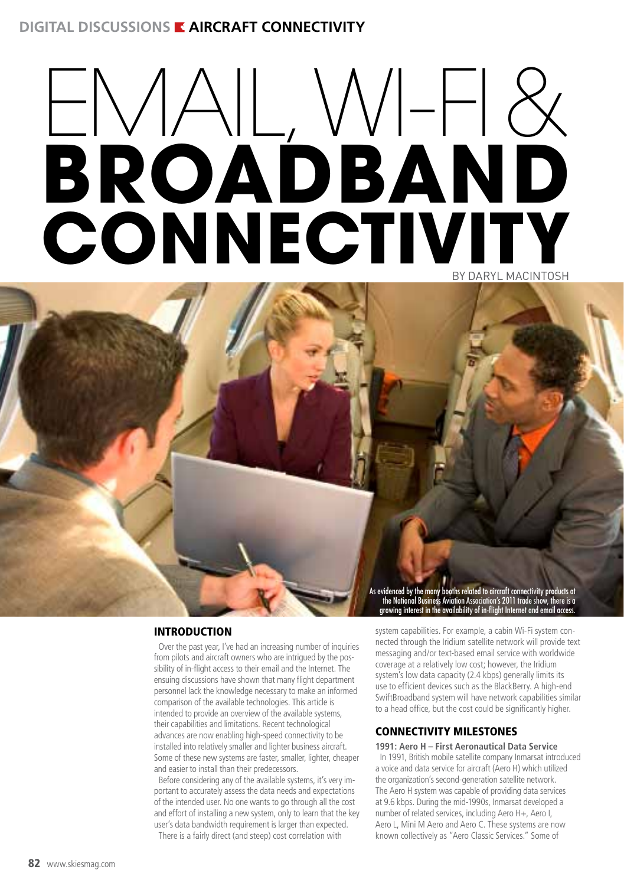# EMAIL, WI-FI & BROADBAND CONNECTIVITY

BY DARYL MACINTOSH

As evidenced by the many booths related to aircraft connectivity products at the National Business Aviation Association's 2011 trade show, there is a growing interest in the availability of in-flight Internet and email access.

## INTRODUCTION

Over the past year, I've had an increasing number of inquiries from pilots and aircraft owners who are intrigued by the possibility of in-flight access to their email and the Internet. The ensuing discussions have shown that many flight department personnel lack the knowledge necessary to make an informed comparison of the available technologies. This article is intended to provide an overview of the available systems, their capabilities and limitations. Recent technological advances are now enabling high-speed connectivity to be installed into relatively smaller and lighter business aircraft. Some of these new systems are faster, smaller, lighter, cheaper and easier to install than their predecessors.

Before considering any of the available systems, it's very important to accurately assess the data needs and expectations of the intended user. No one wants to go through all the cost and effort of installing a new system, only to learn that the key user's data bandwidth requirement is larger than expected.

There is a fairly direct (and steep) cost correlation with system capabilities. For example, a cabin Wi-Fi system connected through the Iridium satellite network will provide text messaging and/or text-based email service with worldwide coverage at a relatively low cost; however, the Iridium system's low data capacity (2.4 kbps) generally limits its use to efficient devices such as the BlackBerry. A high-end SwiftBroadband system will have network capabilities similar to a head office, but the cost could be significantly higher.

## CONNECTIVITY MILESTONES

**1991: Aero H – First Aeronautical Data Service**

In 1991, British mobile satellite company Inmarsat introduced a voice and data service for aircraft (Aero H) which utilized the organization's second-generation satellite network. The Aero H system was capable of providing data services at 9.6 kbps. During the mid-1990s, Inmarsat developed a number of related services, including Aero H+, Aero I, Aero L, Mini M Aero and Aero C. These systems are now known collectively as "Aero Classic Services." Some of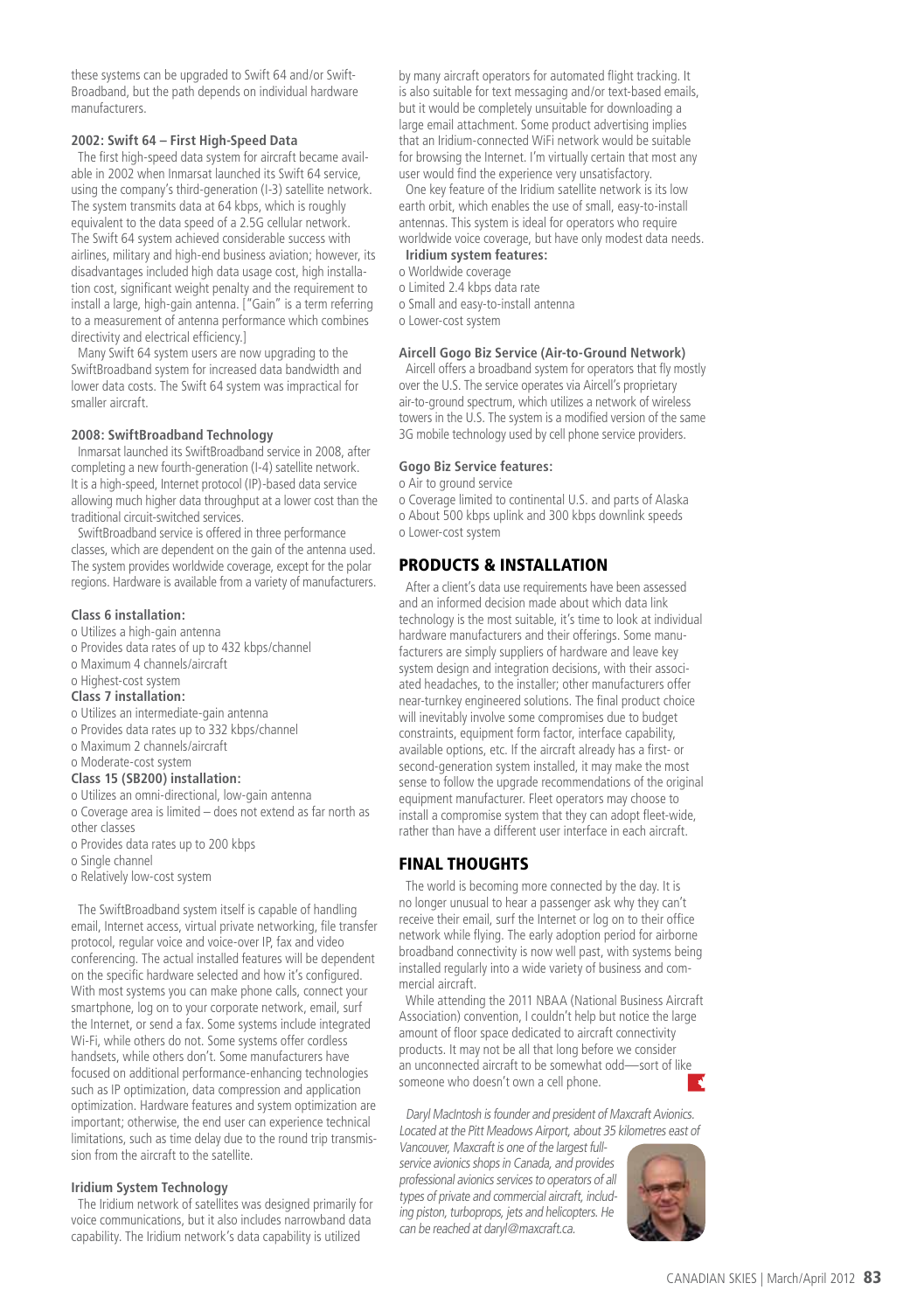these systems can be upgraded to Swift 64 and/or Swift-Broadband, but the path depends on individual hardware manufacturers.

### 2002: Swift 64 – First High-Speed Data

The first high-speed data system for aircraft became available in 2002 when Inmarsat launched its Swift 64 service, using the company's third-generation (I-3) satellite network. The system transmits data at 64 kbps, which is roughly equivalent to the data speed of a 2.5G cellular network. The Swift 64 system achieved considerable success with airlines, military and high-end business aviation; however, its disadvantages included high data usage cost, high installation cost, significant weight penalty and the requirement to install a large, high-gain antenna. ["Gain" is a term referring to a measurement of antenna performance which combines directivity and electrical efficiency.]

Many Swift 64 system users are now upgrading to the SwiftBroadband system for increased data bandwidth and lower data costs. The Swift 64 system was impractical for smaller aircraft.

### 2008: SwiftBroadband Technology

Inmarsat launched its SwiftBroadband service in 2008, after completing a new fourth-generation (I-4) satellite network. It is a high-speed, Internet protocol (IP)-based data service allowing much higher data throughput at a lower cost than the traditional circuit-switched services.

SwiftBroadband service is offered in three performance classes, which are dependent on the gain of the antenna used. The system provides worldwide coverage, except for the polar regions. Hardware is available from a variety of manufacturers.

**Class 6 installation:**

- Utilizes a high-gain antenna
- Provides data rates of up to 432 kbps/channel
- Maximum 4 channels/aircraft
- Highest-cost system

**Class 7 installation:**

- Utilizes an intermediate-gain antenna
- Provides data rates up to 332 kbps/channel
- Maximum 2 channels/aircraft
- Moderate-cost system

**Class 15 (SB200) installation:**

- Utilizes an omni-directional, low-gain antenna
- Coverage area is limited – does not extend as far north as other classes
- Provides data rates up to 200 kbps
- Single channel
- Relatively low-cost system

The SwiftBroadband system itself is capable of handling email, Internet access, virtual private networking, file transfer protocol, regular voice and voice-over IP, fax and video conferencing. The actual installed features will be dependent on the specific hardware selected and how it's configured. With most systems you can make phone calls, connect your smartphone, log on to your corporate network, email, surf the Internet, or send a fax. Some systems include integrated Wi-Fi, while others do not. Some systems offer cordless handsets, while others don't. Some manufacturers have focused on additional performance-enhancing technologies such as IP optimization, data compression and application optimization. Hardware features and system optimization are important; otherwise, the end user can experience technical limitations, such as time delay due to the round trip transmission from the aircraft to the satellite.

### Iridium System Technology

The Iridium network of satellites was designed primarily for voice communications, but it also includes narrowband data capability. The Iridium network's data capability is utilized by many aircraft operators for automated flight tracking. It is also suitable for text messaging and/or text-based emails, but it would be completely unsuitable for downloading a large email attachment. Some product advertising implies that an Iridium-connected WiFi network would be suitable for browsing the Internet. I'm virtually certain that most any user would find the experience very unsatisfactory.

One key feature of the Iridium satellite network is its low earth orbit, which enables the use of small, easy-to-install antennas. This system is ideal for operators who require worldwide voice coverage, but have only modest data needs.

**Iridium system features:**

- Worldwide coverage
- Limited 2.4 kbps data rate
- Small and easy-to-install antenna
- Lower-cost system

### Aircell Gogo Biz Service (Air-to-Ground Network)

Aircell offers a broadband system for operators that fly mostly over the U.S. The service operates via Aircell's proprietary air-to-ground spectrum, which utilizes a network of wireless towers in the U.S. The system is a modified version of the same 3G mobile technology used by cell phone service providers.

**Gogo Biz Service features:**

- Air to ground service
- Coverage limited to continental U.S. and parts of Alaska
- About 500 kbps uplink and 300 kbps downlink speeds
- Lower-cost system

## PRODUCTS & INSTALLATION

After a client's data use requirements have been assessed and an informed decision made about which data link technology is the most suitable, it's time to look at individual hardware manufacturers and their offerings. Some manufacturers are simply suppliers of hardware and leave key system design and integration decisions, with their associated headaches, to the installer; other manufacturers offer near-turnkey engineered solutions. The final product choice will inevitably involve some compromises due to budget constraints, equipment form factor, interface capability, available options, etc. If the aircraft already has a first- or second-generation system installed, it may make the most sense to follow the upgrade recommendations of the original equipment manufacturer. Fleet operators may choose to install a compromise system that they can adopt fleet-wide, rather than have a different user interface in each aircraft.

## FINAL THOUGHTS

The world is becoming more connected by the day. It is no longer unusual to hear a passenger ask why they can't receive their email, surf the Internet or log on to their office network while flying. The early adoption period for airborne broadband connectivity is now well past, with systems being installed regularly into a wide variety of business and commercial aircraft.

While attending the 2011 NBAA (National Business Aircraft Association) convention, I couldn't help but notice the large amount of floor space dedicated to aircraft connectivity products. It may not be all that long before we consider an unconnected aircraft to be somewhat odd—sort of like someone who doesn't own a cell phone.

*Daryl MacIntosh is founder and president of Maxcraft Avionics. Located at the Pitt Meadows Airport, about 35 kilometres east of Vancouver, Maxcraft is one of the largest full-service avionics shops in Canada, and provides professional avionics services to operators of all types of private and commercial aircraft, including piston, turboprops, jets and helicopters. He can be reached at daryl@maxcraft.ca.*